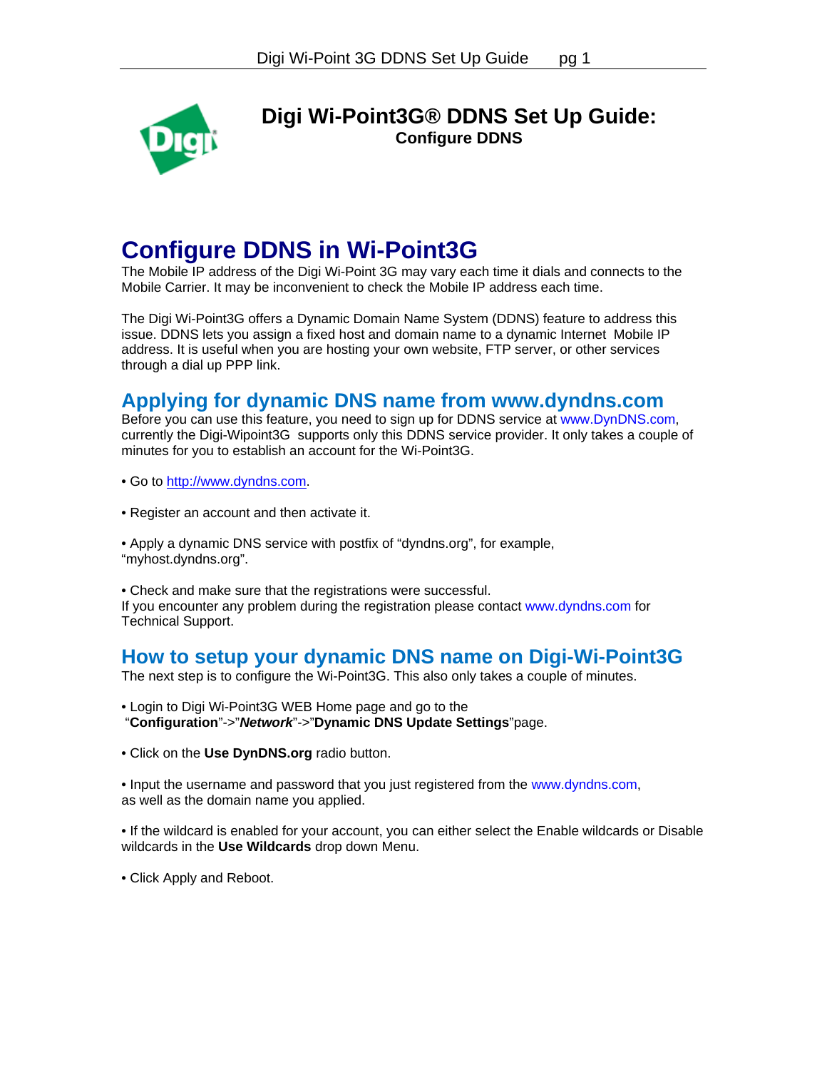# Digi Wi-Point3G® DDNS Set Up Guide:

**Configure DDNS**

## Configure DDNS in Wi-Point3G

The Mobile IP address of the Digi Wi-Point 3G may vary each time it dials and connects to the Mobile Carrier. It may be inconvenient to check the Mobile IP address each time.

The Digi Wi-Point3G offers a Dynamic Domain Name System (DDNS) feature to address this issue. DDNS lets you assign a fixed host and domain name to a dynamic Internet Mobile IP address. It is useful when you are hosting your own website, FTP server, or other services through a dial up PPP link.

### Applying for dynamic DNS name from www.dyndns.com

Before you can use this feature, you need to sign up for DDNS service at www.DynDNS.com, currently the Digi-Wipoint3G supports only this DDNS service provider. It only takes a couple of minutes for you to establish an account for the Wi-Point3G.

- Go to http://www.dyndns.com.

- Register an account and then activate it.

- Apply a dynamic DNS service with postfix of "dyndns.org", for example, "myhost.dyndns.org".

- Check and make sure that the registrations were successful.

If you encounter any problem during the registration please contact www.dyndns.com for Technical Support.

### How to setup your dynamic DNS name on Digi-Wi-Point3G

The next step is to configure the Wi-Point3G. This also only takes a couple of minutes.

- Login to Digi Wi-Point3G WEB Home page and go to the "**Configuration**"->"***Network***"->"**Dynamic DNS Update Settings**"page.

- Click on the **Use DynDNS.org** radio button.

- Input the username and password that you just registered from the www.dyndns.com, as well as the domain name you applied.

- If the wildcard is enabled for your account, you can either select the Enable wildcards or Disable wildcards in the **Use Wildcards** drop down Menu.

- Click Apply and Reboot.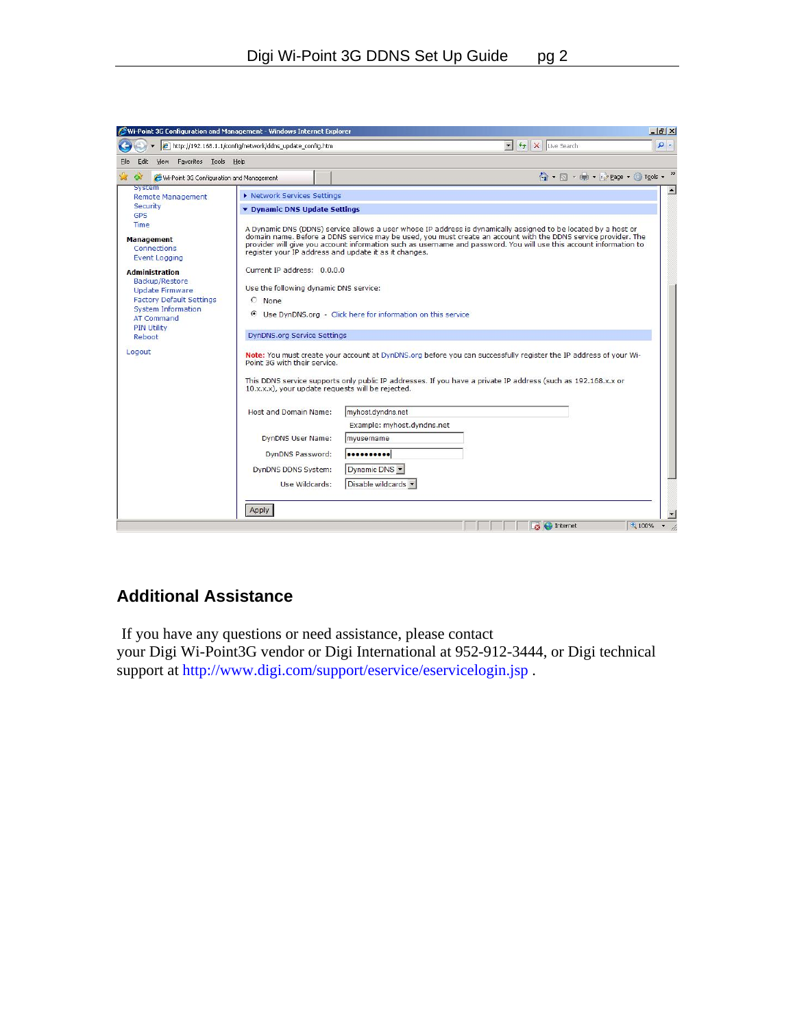## Additional Assistance

If you have any questions or need assistance, please contact your Digi Wi-Point3G vendor or Digi International at 952-912-3444, or Digi technical support at http://www.digi.com/support/eservice/eservicelogin.jsp .